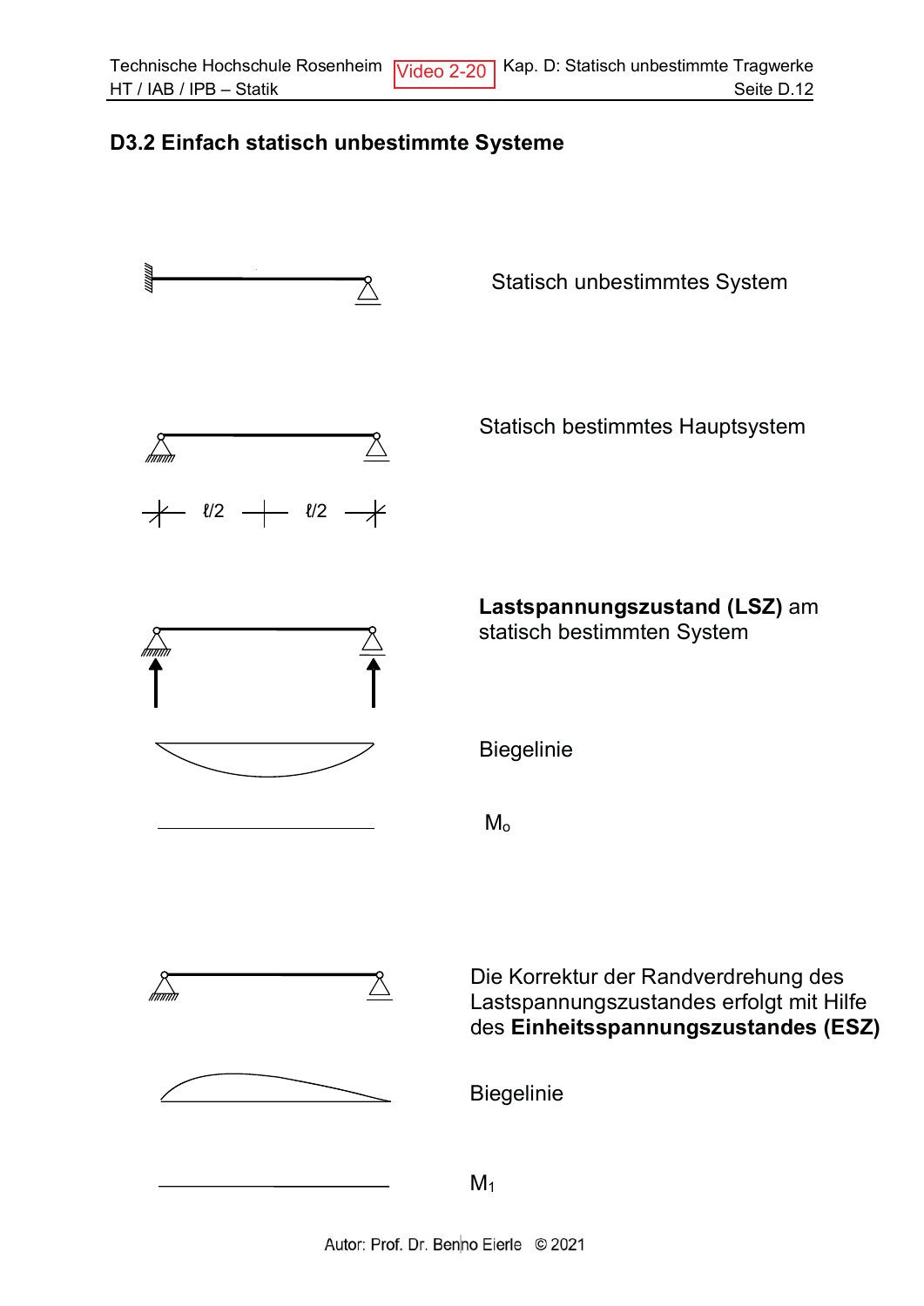## D3.2 Einfach statisch unbestimmte Systeme

Statisch unbestimmtes System

Statisch bestimmtes Hauptsystem

ℓ/2 ℓ/2

**Lastspannungszustand (LSZ)** am statisch bestimmten System

Biegelinie

$M_o$

Die Korrektur der Randverdrehung des Lastspannungszustandes erfolgt mit Hilfe des **Einheitsspannungszustandes (ESZ)**

Biegelinie

$M_1$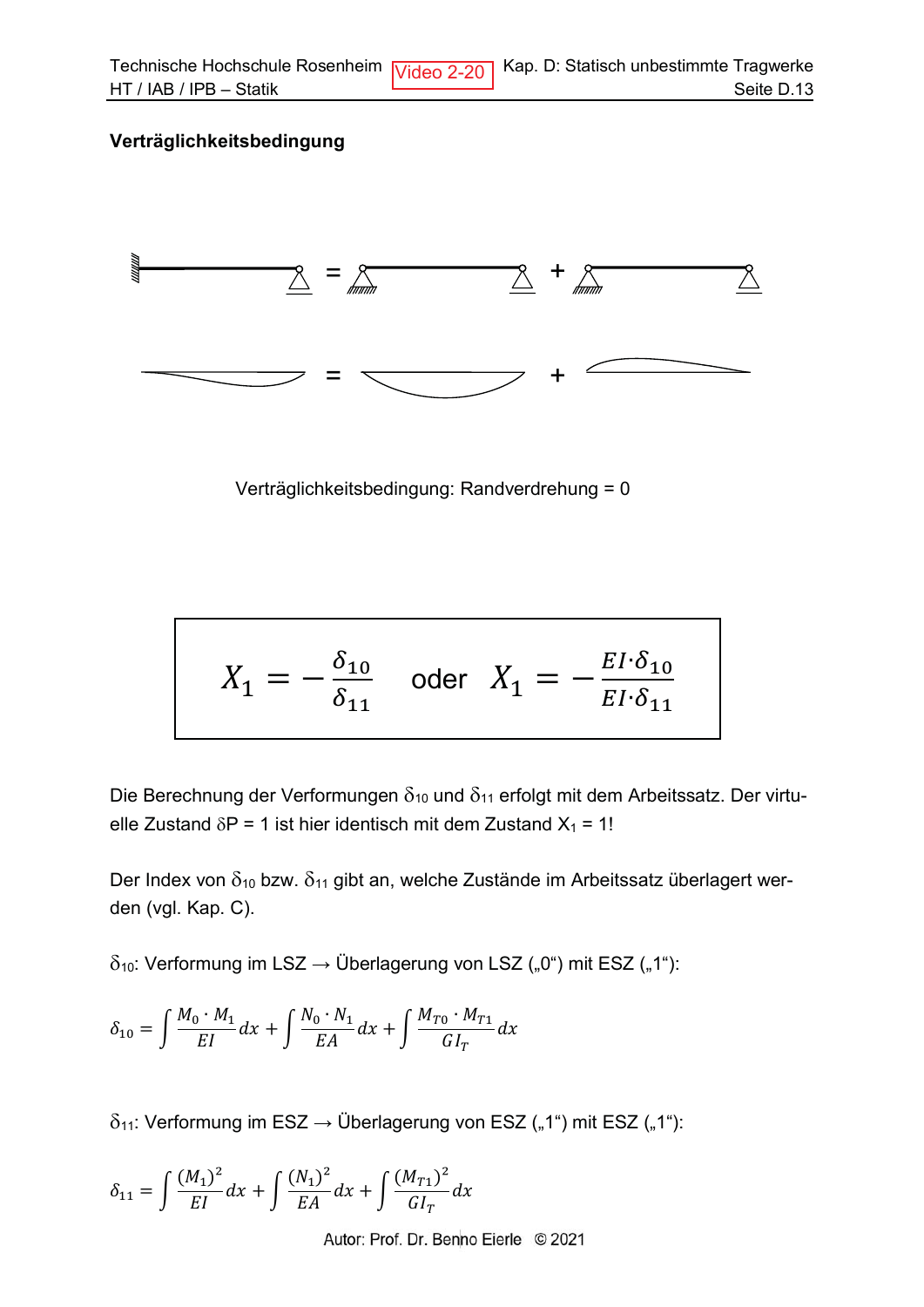**Verträglichkeitsbedingung**

Verträglichkeitsbedingung: Randverdrehung = 0

$$X_1 = -\frac{\delta_{10}}{\delta_{11}} \quad \text{oder} \quad X_1 = -\frac{EI \cdot \delta_{10}}{EI \cdot \delta_{11}}$$

Die Berechnung der Verformungen $\delta_{10}$ und $\delta_{11}$ erfolgt mit dem Arbeitssatz. Der virtuelle Zustand $\delta P = 1$ ist hier identisch mit dem Zustand $X_1 = 1$!

Der Index von $\delta_{10}$ bzw. $\delta_{11}$ gibt an, welche Zustände im Arbeitssatz überlagert werden (vgl. Kap. C).

$\delta_{10}$: Verformung im LSZ → Überlagerung von LSZ („0") mit ESZ („1"):

$$\delta_{10} = \int \frac{M_0 \cdot M_1}{EI} dx + \int \frac{N_0 \cdot N_1}{EA} dx + \int \frac{M_{T0} \cdot M_{T1}}{GI_T} dx$$

$\delta_{11}$: Verformung im ESZ → Überlagerung von ESZ („1") mit ESZ („1"):

$$\delta_{11} = \int \frac{(M_1)^2}{EI} dx + \int \frac{(N_1)^2}{EA} dx + \int \frac{(M_{T1})^2}{GI_T} dx$$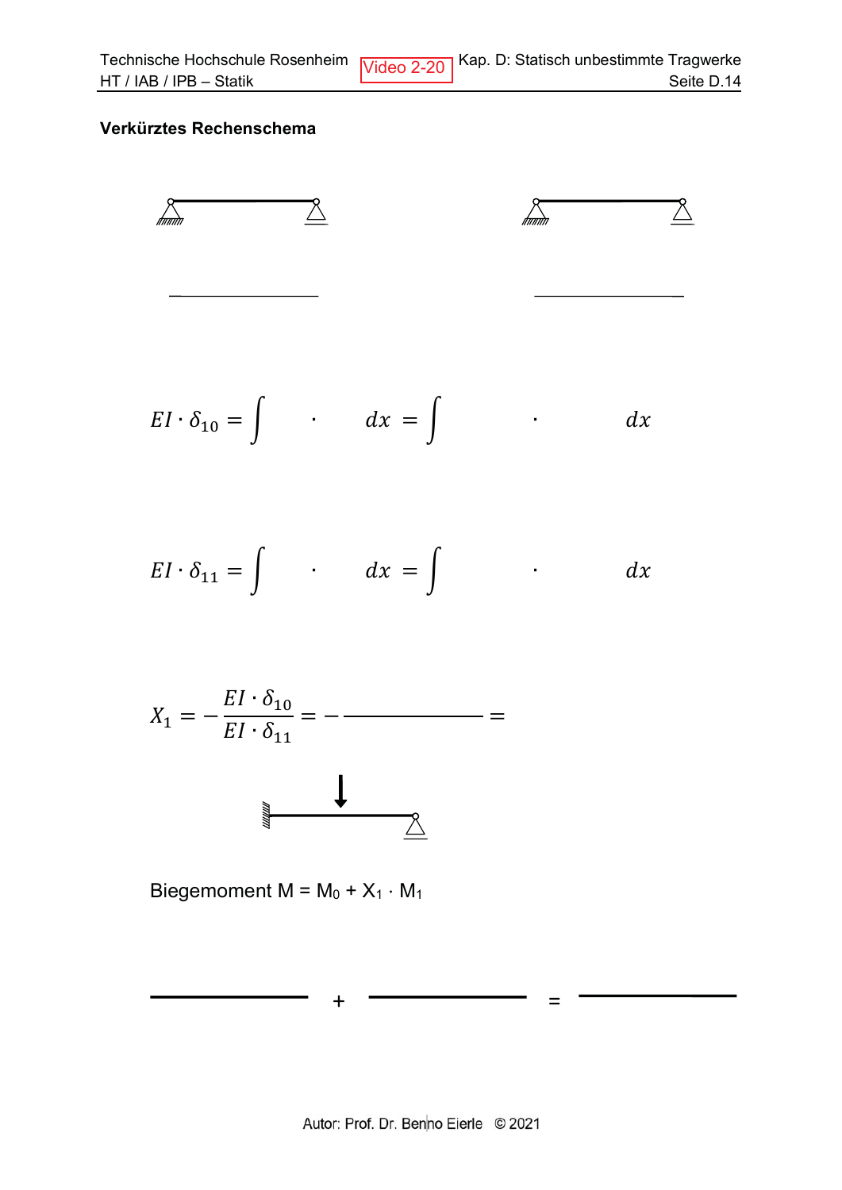**Verkürztes Rechenschema**

$$EI \cdot \delta_{10} = \int \quad \cdot \quad dx = \int \quad \cdot \quad dx$$

$$EI \cdot \delta_{11} = \int \quad \cdot \quad dx = \int \quad \cdot \quad dx$$

$$X_1 = -\frac{EI \cdot \delta_{10}}{EI \cdot \delta_{11}} = -\frac{\qquad}{\qquad} =$$

Biegemoment $M = M_0 + X_1 \cdot M_1$

\+ =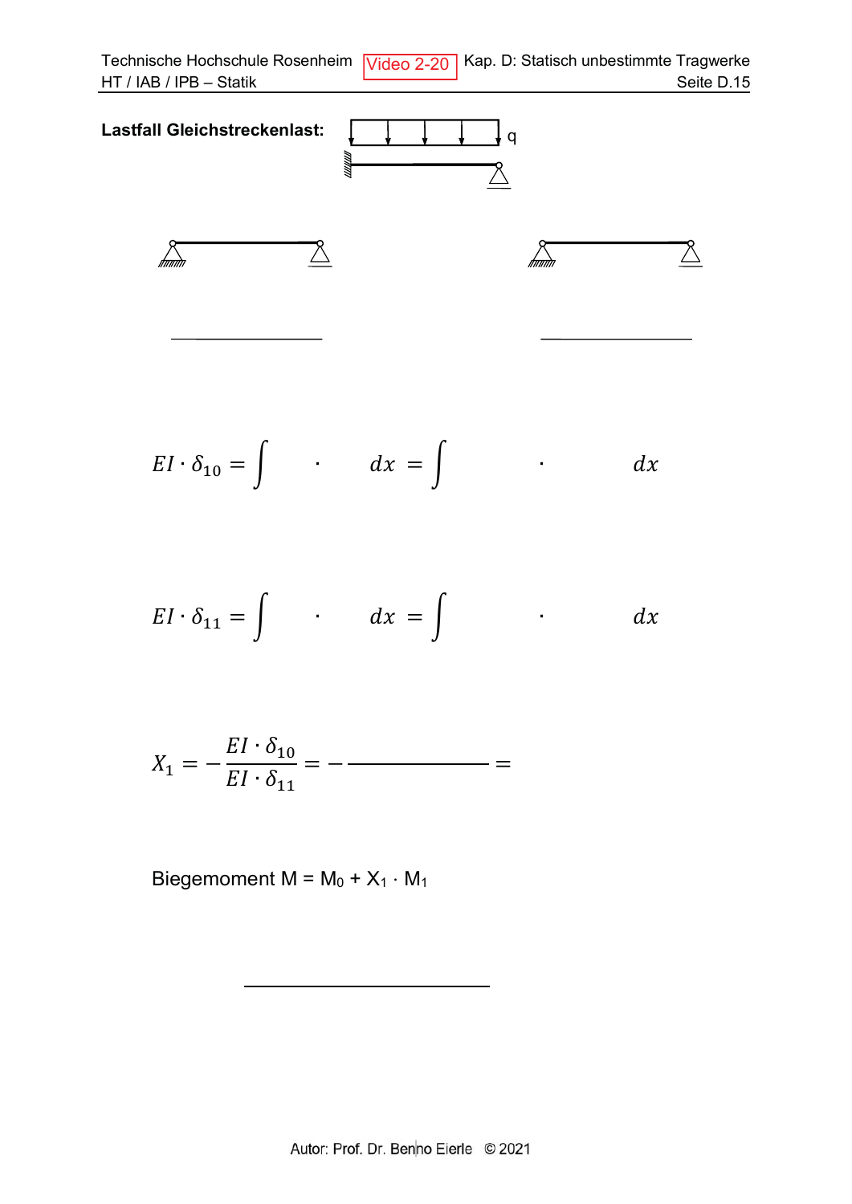**Lastfall Gleichstreckenlast:**

q

$$EI \cdot \delta_{10} = \int \quad \cdot \quad dx = \int \quad \cdot \quad dx$$

$$EI \cdot \delta_{11} = \int \quad \cdot \quad dx = \int \quad \cdot \quad dx$$

$$X_1 = -\frac{EI \cdot \delta_{10}}{EI \cdot \delta_{11}} = -\frac{\quad}{\quad} =$$

Biegemoment M = $M_0 + X_1 \cdot M_1$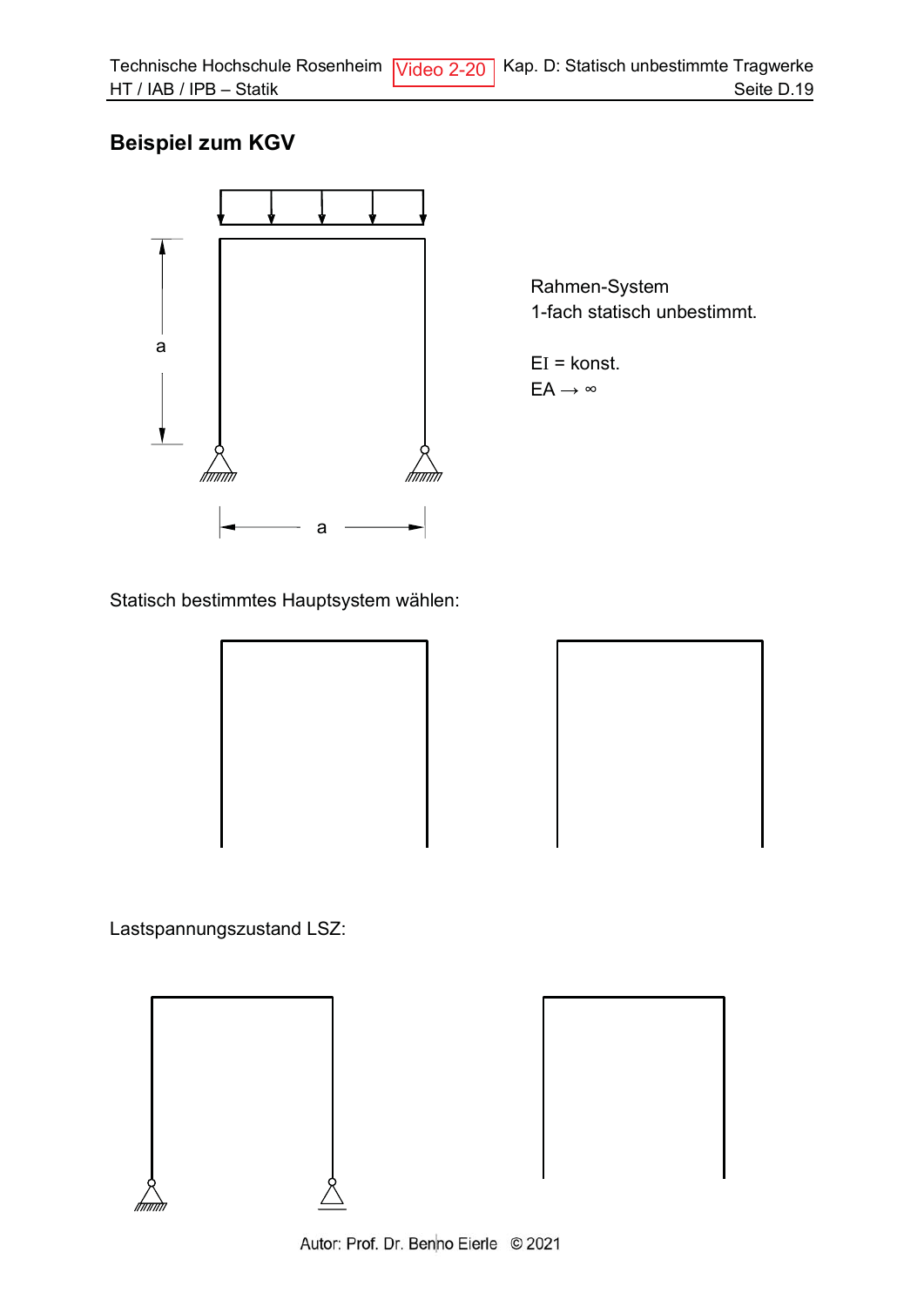## Beispiel zum KGV

a

a

Rahmen-System
1-fach statisch unbestimmt.

EI = konst.
$EA \rightarrow \infty$

Statisch bestimmtes Hauptsystem wählen:

Lastspannungszustand LSZ: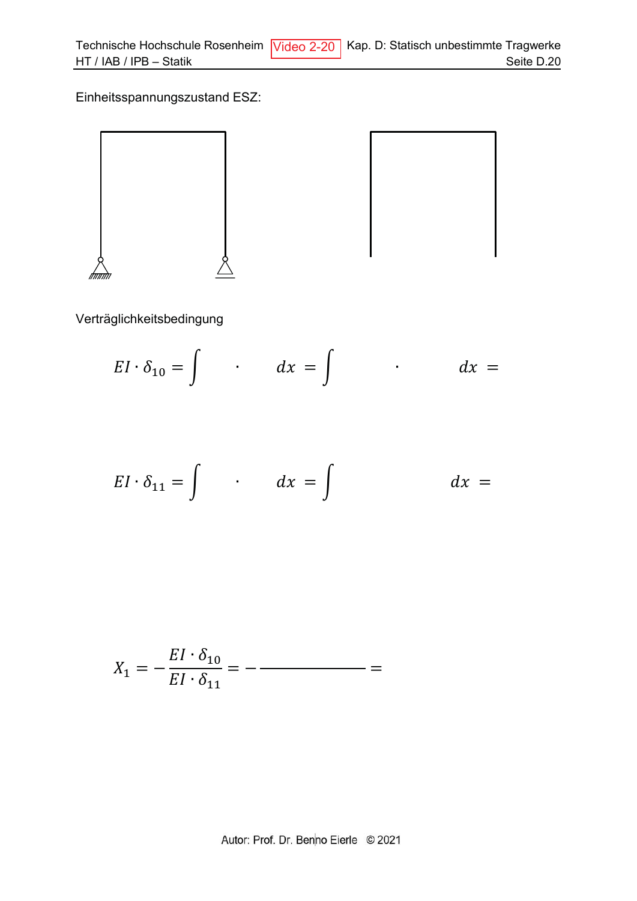Einheitsspannungszustand ESZ:

Verträglichkeitsbedingung

$$EI \cdot \delta_{10} = \int \quad \cdot \quad dx = \int \quad \cdot \quad dx =$$

$$EI \cdot \delta_{11} = \int \quad \cdot \quad dx = \int \quad dx =$$

$$X_1 = -\frac{EI \cdot \delta_{10}}{EI \cdot \delta_{11}} = -\frac{\qquad}{\qquad} =$$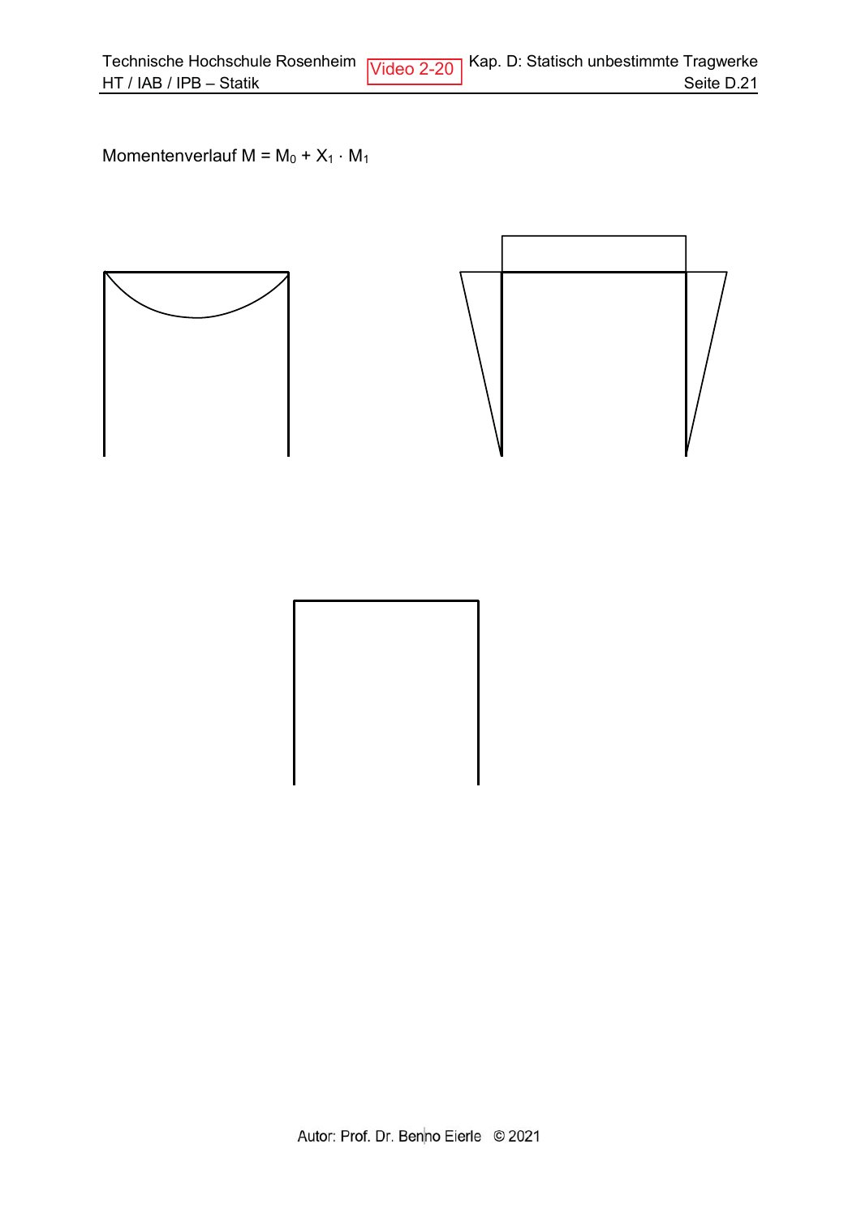Momentenverlauf $M = M_0 + X_1 \cdot M_1$